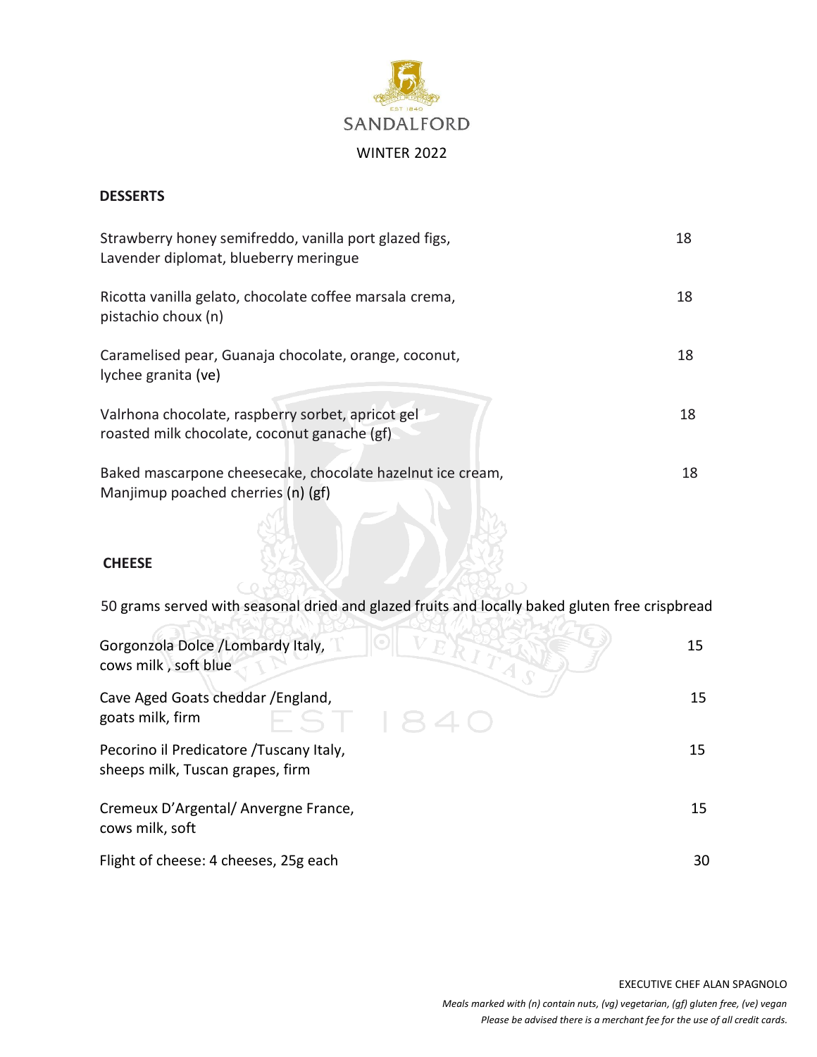# SANDALFORD

EST 1840

WINTER 2022

## DESSERTS

| Item | Price |
|---|---|
| Strawberry honey semifreddo, vanilla port glazed figs, Lavender diplomat, blueberry meringue | 18 |
| Ricotta vanilla gelato, chocolate coffee marsala crema, pistachio choux (n) | 18 |
| Caramelised pear, Guanaja chocolate, orange, coconut, lychee granita (ve) | 18 |
| Valrhona chocolate, raspberry sorbet, apricot gel roasted milk chocolate, coconut ganache (gf) | 18 |
| Baked mascarpone cheesecake, chocolate hazelnut ice cream, Manjimup poached cherries (n) (gf) | 18 |

## CHEESE

50 grams served with seasonal dried and glazed fruits and locally baked gluten free crispbread

| Item | Price |
|---|---|
| Gorgonzola Dolce /Lombardy Italy, cows milk , soft blue | 15 |
| Cave Aged Goats cheddar /England, goats milk, firm | 15 |
| Pecorino il Predicatore /Tuscany Italy, sheeps milk, Tuscan grapes, firm | 15 |
| Cremeux D'Argental/ Anvergne France, cows milk, soft | 15 |
| Flight of cheese: 4 cheeses, 25g each | 30 |

EXECUTIVE CHEF ALAN SPAGNOLO

*Meals marked with (n) contain nuts, (vg) vegetarian, (gf) gluten free, (ve) vegan*

*Please be advised there is a merchant fee for the use of all credit cards.*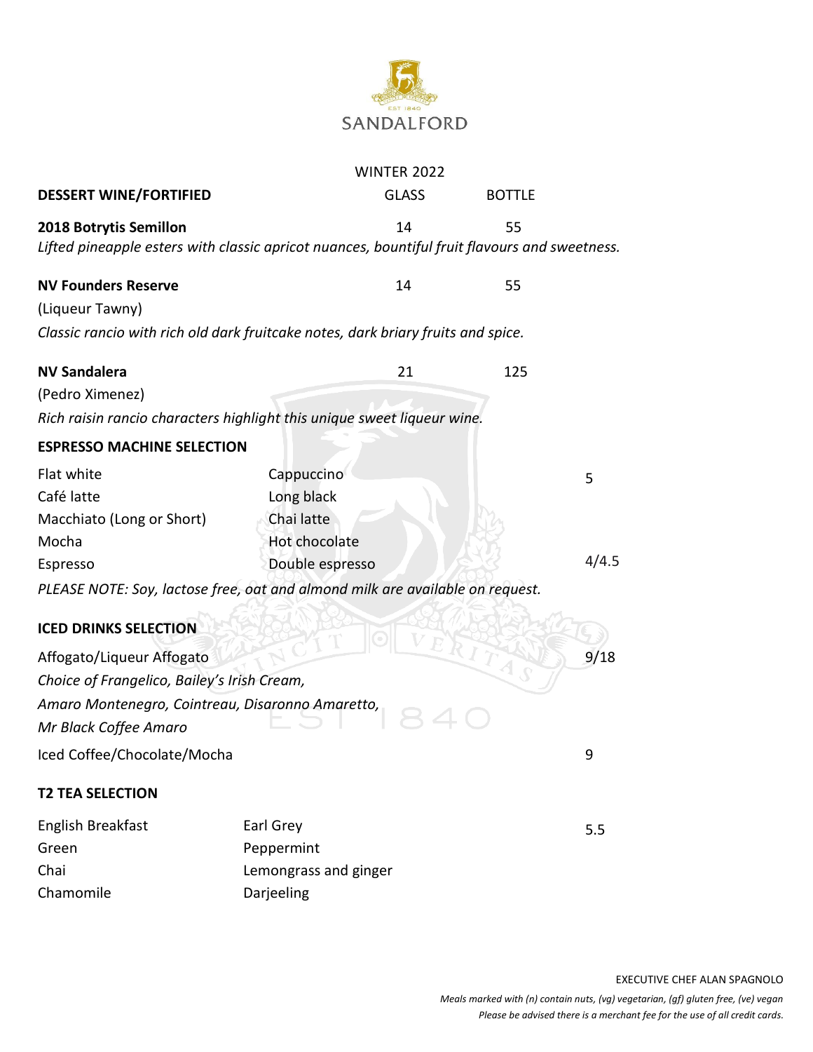SANDALFORD

WINTER 2022

## DESSERT WINE/FORTIFIED

| | GLASS | BOTTLE |
|---|---|---|
| **2018 Botrytis Semillon** | 14 | 55 |
| **NV Founders Reserve** | 14 | 55 |
| **NV Sandalera** | 21 | 125 |

**2018 Botrytis Semillon** — 14 / 55
*Lifted pineapple esters with classic apricot nuances, bountiful fruit flavours and sweetness.*

**NV Founders Reserve** — 14 / 55
(Liqueur Tawny)
*Classic rancio with rich old dark fruitcake notes, dark briary fruits and spice.*

**NV Sandalera** — 21 / 125
(Pedro Ximenez)
*Rich raisin rancio characters highlight this unique sweet liqueur wine.*

## ESPRESSO MACHINE SELECTION

| | | |
|---|---|---|
| Flat white | Cappuccino | 5 |
| Café latte | Long black | |
| Macchiato (Long or Short) | Chai latte | |
| Mocha | Hot chocolate | |
| Espresso | Double espresso | 4/4.5 |

PLEASE NOTE: *Soy, lactose free, oat and almond milk are available on request.*

## ICED DRINKS SELECTION

Affogato/Liqueur Affogato — 9/18
*Choice of Frangelico, Bailey's Irish Cream,*
*Amaro Montenegro, Cointreau, Disaronno Amaretto,*
*Mr Black Coffee Amaro*

Iced Coffee/Chocolate/Mocha — 9

## T2 TEA SELECTION

| | | |
|---|---|---|
| English Breakfast | Earl Grey | 5.5 |
| Green | Peppermint | |
| Chai | Lemongrass and ginger | |
| Chamomile | Darjeeling | |

EXECUTIVE CHEF ALAN SPAGNOLO

*Meals marked with (n) contain nuts, (vg) vegetarian, (gf) gluten free, (ve) vegan*
*Please be advised there is a merchant fee for the use of all credit cards.*